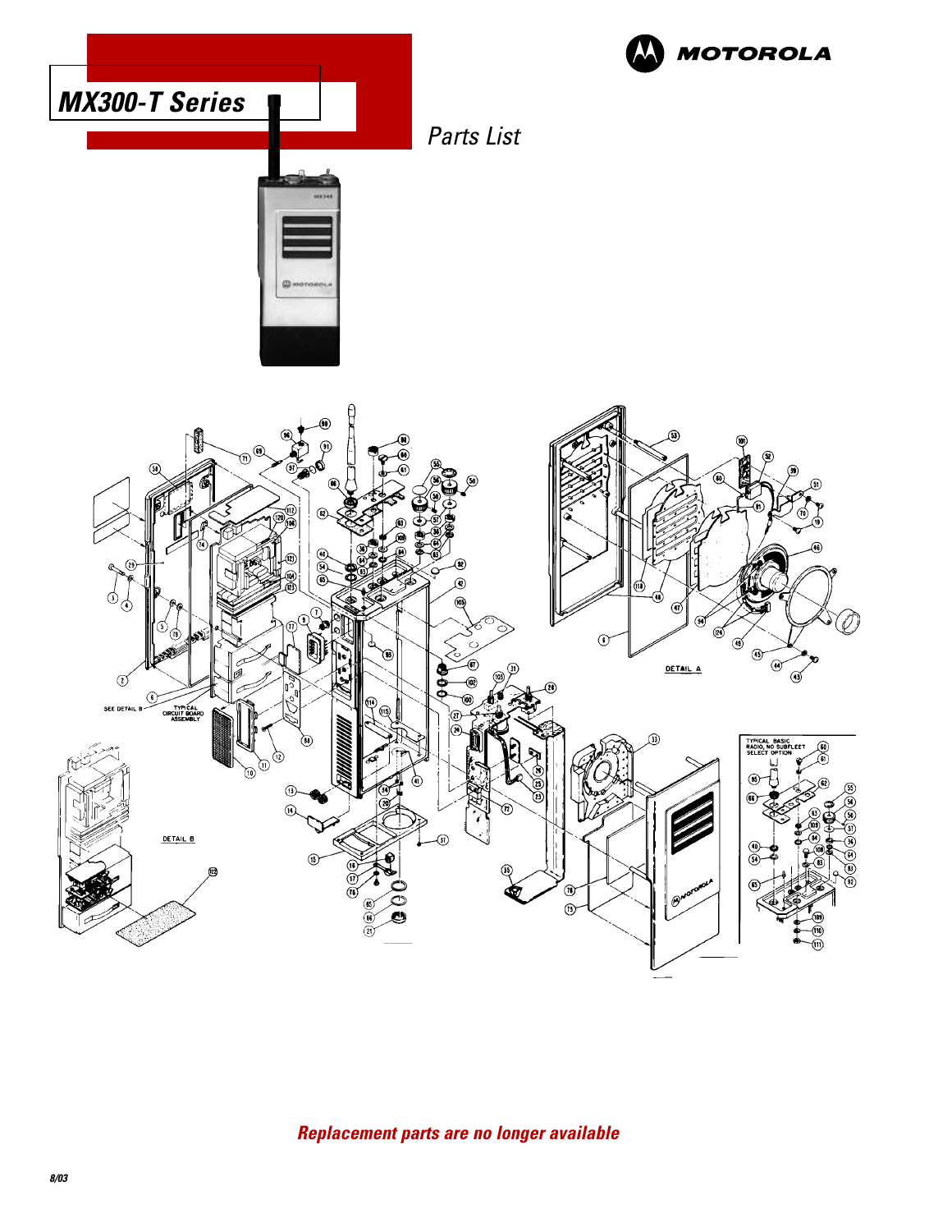# MX300-T Series

MOTOROLA

*Parts List*

***Replacement parts are no longer available***

8/03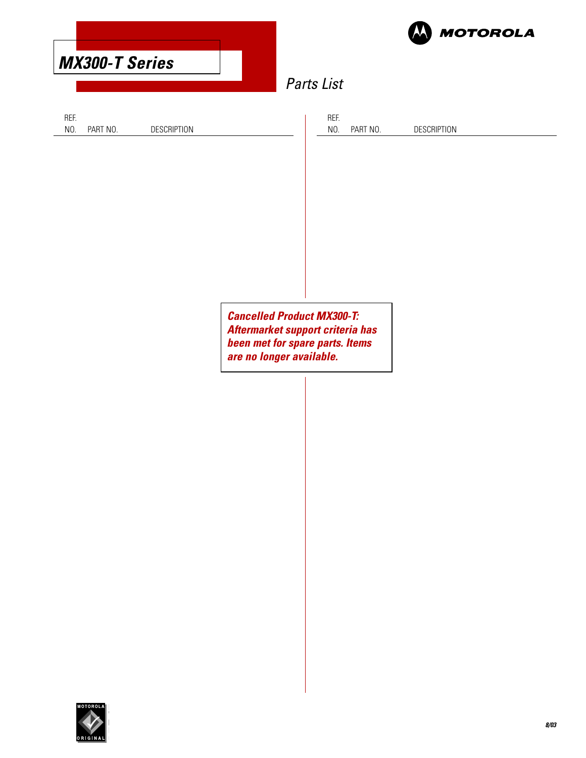# MX300-T Series

## Parts List

| REF. NO. | PART NO. | DESCRIPTION |
|---|---|---|

| REF. NO. | PART NO. | DESCRIPTION |
|---|---|---|

***Cancelled Product MX300-T: Aftermarket support criteria has been met for spare parts. Items are no longer available.***

8/03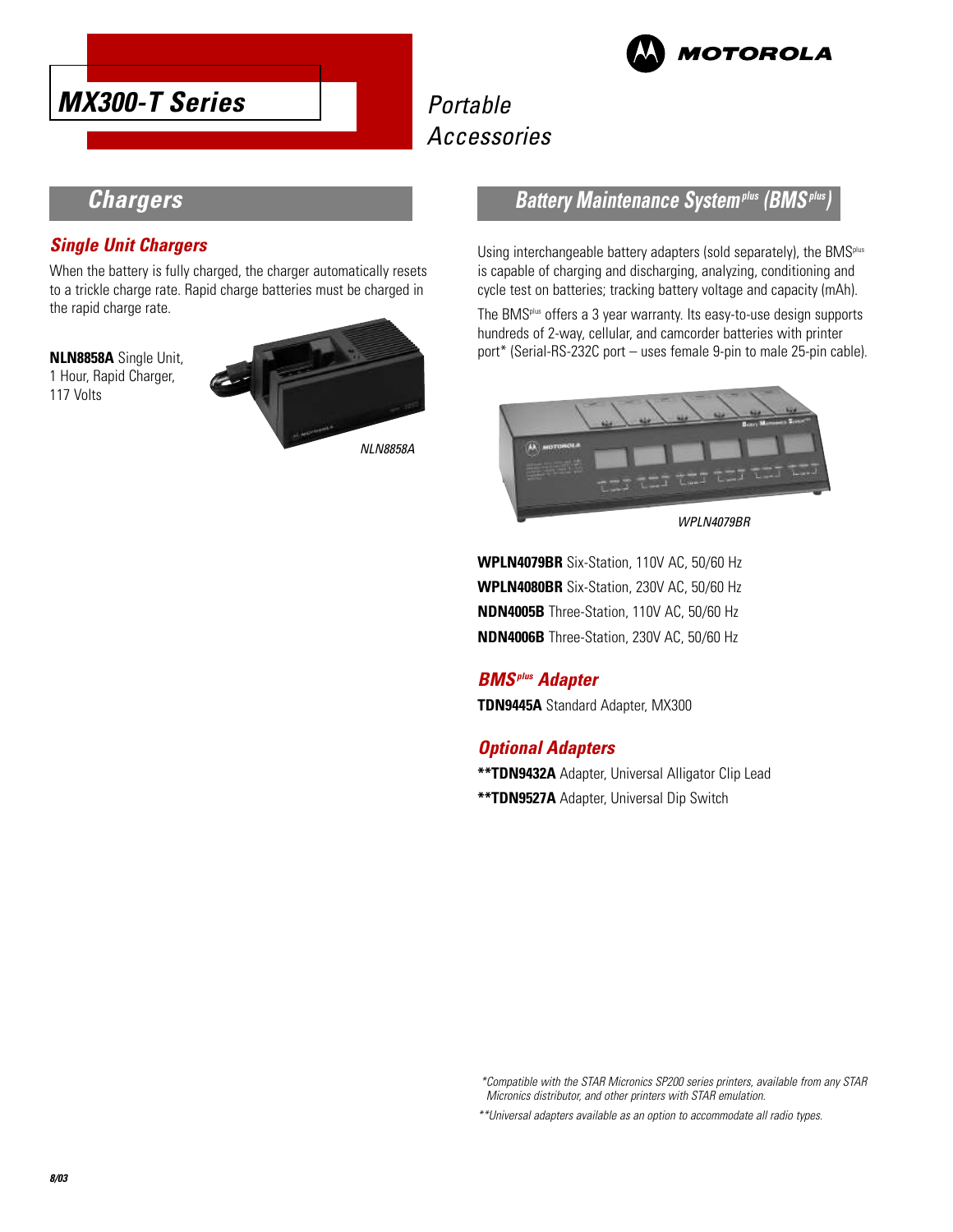# MX300-T Series

Portable Accessories

## Chargers

### Single Unit Chargers

When the battery is fully charged, the charger automatically resets to a trickle charge rate. Rapid charge batteries must be charged in the rapid charge rate.

**NLN8858A** Single Unit, 1 Hour, Rapid Charger, 117 Volts

*NLN8858A*

## Battery Maintenance System[plus] (BMS[plus])

Using interchangeable battery adapters (sold separately), the BMS[plus] is capable of charging and discharging, analyzing, conditioning and cycle test on batteries; tracking battery voltage and capacity (mAh).

The BMS[plus] offers a 3 year warranty. Its easy-to-use design supports hundreds of 2-way, cellular, and camcorder batteries with printer port* (Serial-RS-232C port – uses female 9-pin to male 25-pin cable).

*WPLN4079BR*

**WPLN4079BR** Six-Station, 110V AC, 50/60 Hz

**WPLN4080BR** Six-Station, 230V AC, 50/60 Hz

**NDN4005B** Three-Station, 110V AC, 50/60 Hz

**NDN4006B** Three-Station, 230V AC, 50/60 Hz

### BMS[plus] Adapter

**TDN9445A** Standard Adapter, MX300

### Optional Adapters

****TDN9432A** Adapter, Universal Alligator Clip Lead

****TDN9527A** Adapter, Universal Dip Switch

*\*Compatible with the STAR Micronics SP200 series printers, available from any STAR Micronics distributor, and other printers with STAR emulation.*

*\*\*Universal adapters available as an option to accommodate all radio types.*

8/03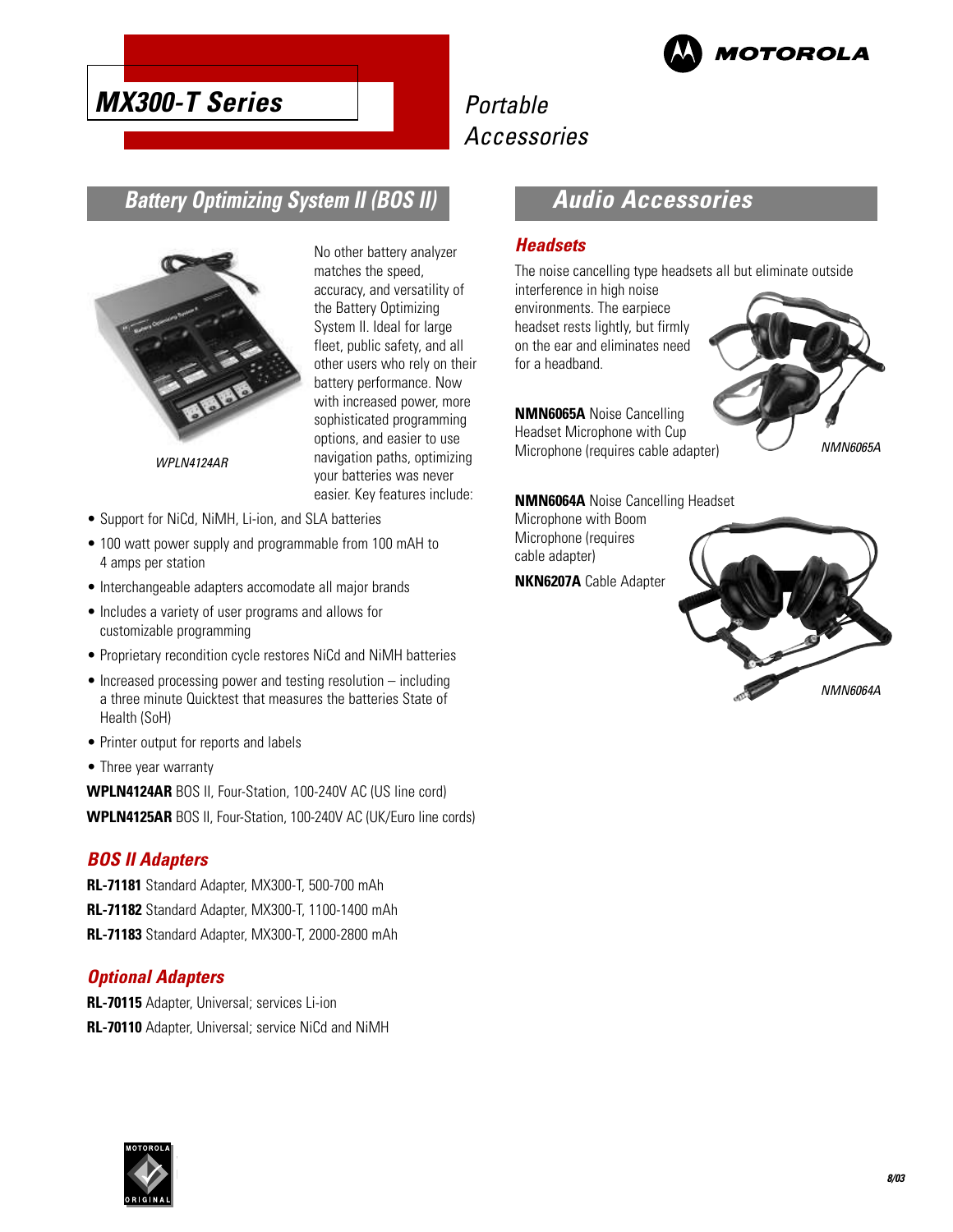# MX300-T Series

## Portable Accessories

## Battery Optimizing System II (BOS II)

*WPLN4124AR*

No other battery analyzer matches the speed, accuracy, and versatility of the Battery Optimizing System II. Ideal for large fleet, public safety, and all other users who rely on their battery performance. Now with increased power, more sophisticated programming options, and easier to use navigation paths, optimizing your batteries was never easier. Key features include:

- Support for NiCd, NiMH, Li-ion, and SLA batteries
- 100 watt power supply and programmable from 100 mAH to 4 amps per station
- Interchangeable adapters accomodate all major brands
- Includes a variety of user programs and allows for customizable programming
- Proprietary recondition cycle restores NiCd and NiMH batteries
- Increased processing power and testing resolution – including a three minute Quicktest that measures the batteries State of Health (SoH)
- Printer output for reports and labels
- Three year warranty

**WPLN4124AR** BOS II, Four-Station, 100-240V AC (US line cord)

**WPLN4125AR** BOS II, Four-Station, 100-240V AC (UK/Euro line cords)

### BOS II Adapters

**RL-71181** Standard Adapter, MX300-T, 500-700 mAh

**RL-71182** Standard Adapter, MX300-T, 1100-1400 mAh

**RL-71183** Standard Adapter, MX300-T, 2000-2800 mAh

### Optional Adapters

**RL-70115** Adapter, Universal; services Li-ion

**RL-70110** Adapter, Universal; service NiCd and NiMH

## Audio Accessories

### Headsets

The noise cancelling type headsets all but eliminate outside interference in high noise environments. The earpiece headset rests lightly, but firmly on the ear and eliminates need for a headband.

**NMN6065A** Noise Cancelling Headset Microphone with Cup Microphone (requires cable adapter)

*NMN6065A*

**NMN6064A** Noise Cancelling Headset Microphone with Boom Microphone (requires cable adapter)

**NKN6207A** Cable Adapter

*NMN6064A*

8/03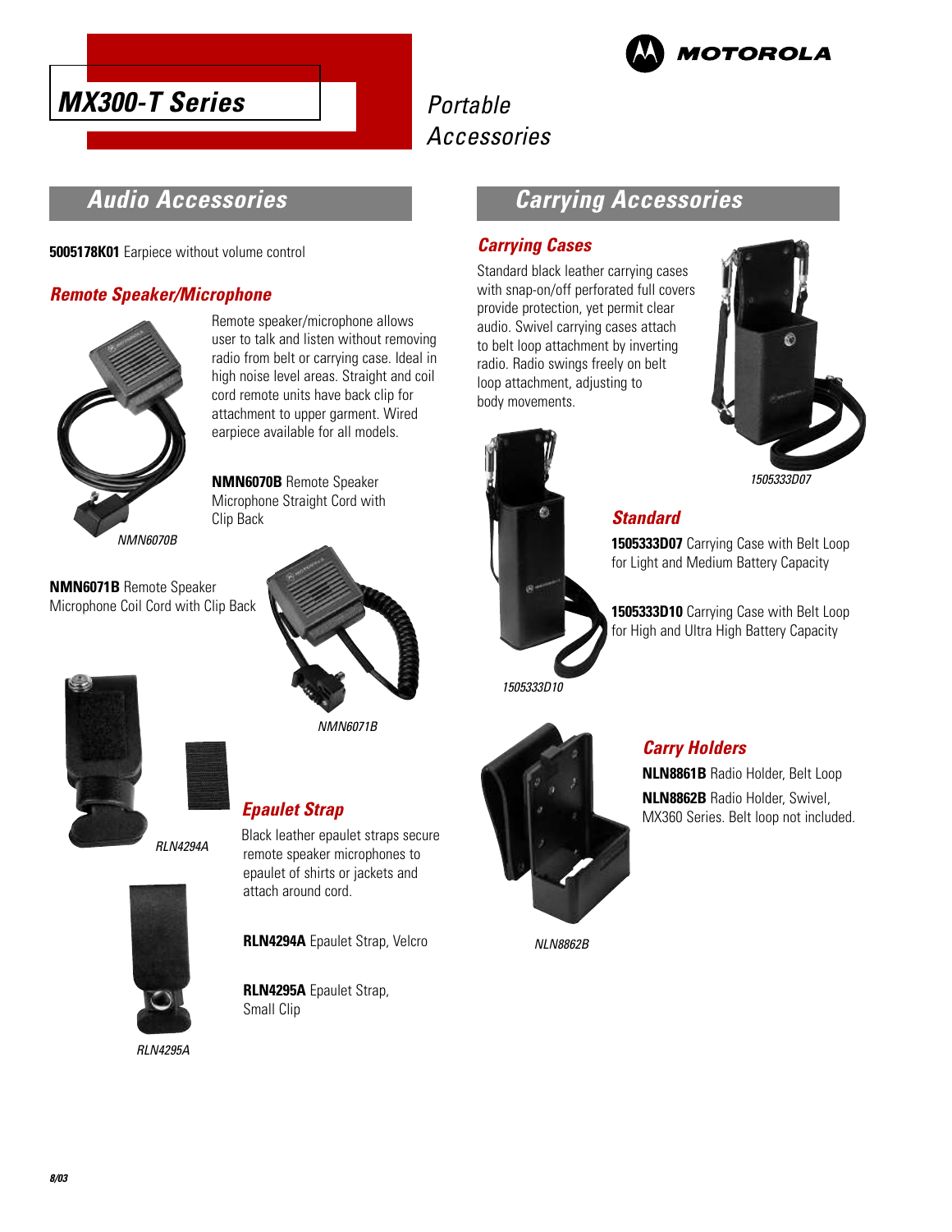# MX300-T Series

Portable Accessories

## Audio Accessories

**5005178K01** Earpiece without volume control

### Remote Speaker/Microphone

Remote speaker/microphone allows user to talk and listen without removing radio from belt or carrying case. Ideal in high noise level areas. Straight and coil cord remote units have back clip for attachment to upper garment. Wired earpiece available for all models.

**NMN6070B** Remote Speaker Microphone Straight Cord with Clip Back

*NMN6070B*

**NMN6071B** Remote Speaker Microphone Coil Cord with Clip Back

*NMN6071B*

*RLN4294A*

### Epaulet Strap

Black leather epaulet straps secure remote speaker microphones to epaulet of shirts or jackets and attach around cord.

**RLN4294A** Epaulet Strap, Velcro

**RLN4295A** Epaulet Strap, Small Clip

*RLN4295A*

## Carrying Accessories

### Carrying Cases

Standard black leather carrying cases with snap-on/off perforated full covers provide protection, yet permit clear audio. Swivel carrying cases attach to belt loop attachment by inverting radio. Radio swings freely on belt loop attachment, adjusting to body movements.

*1505333D07*

### Standard

**1505333D07** Carrying Case with Belt Loop for Light and Medium Battery Capacity

**1505333D10** Carrying Case with Belt Loop for High and Ultra High Battery Capacity

*1505333D10*

### Carry Holders

**NLN8861B** Radio Holder, Belt Loop

**NLN8862B** Radio Holder, Swivel, MX360 Series. Belt loop not included.

*NLN8862B*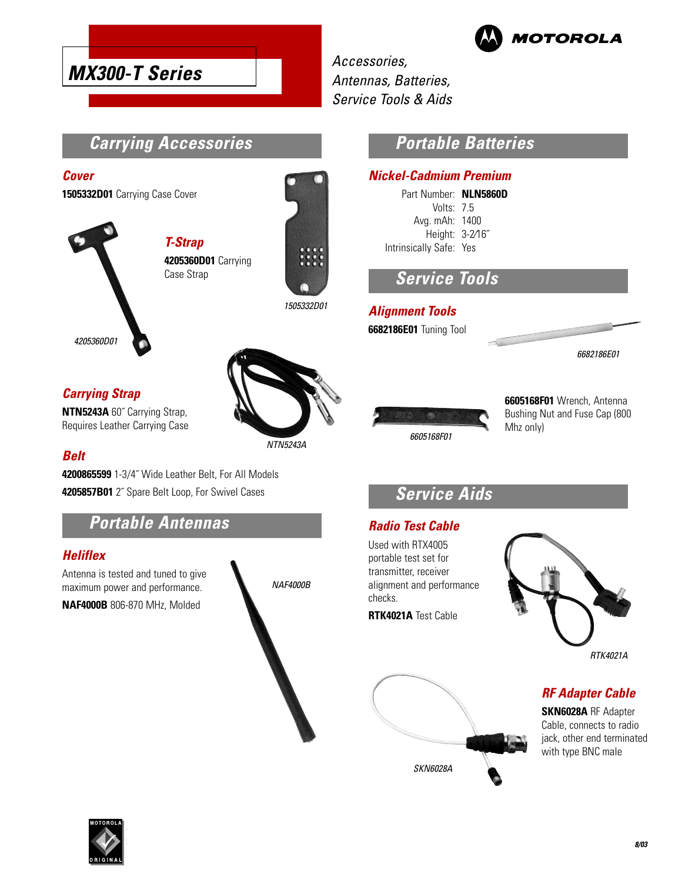# MX300-T Series

*Accessories, Antennas, Batteries, Service Tools & Aids*

MOTOROLA

## Carrying Accessories

### Cover

**1505332D01** Carrying Case Cover

1505332D01

### T-Strap

**4205360D01** Carrying Case Strap

4205360D01

### Carrying Strap

**NTN5243A** 60˝ Carrying Strap, Requires Leather Carrying Case

NTN5243A

### Belt

**4200865599** 1-3/4˝ Wide Leather Belt, For All Models

**4205857B01** 2˝ Spare Belt Loop, For Swivel Cases

## Portable Antennas

### Heliflex

Antenna is tested and tuned to give maximum power and performance.

**NAF4000B** 806-870 MHz, Molded

NAF4000B

## Portable Batteries

### Nickel-Cadmium Premium

| | |
|---|---|
| Part Number: | **NLN5860D** |
| Volts: | 7.5 |
| Avg. mAh: | 1400 |
| Height: | 3-2⁄16˝ |
| Intrinsically Safe: | Yes |

## Service Tools

### Alignment Tools

**6682186E01** Tuning Tool

6682186E01

**6605168F01** Wrench, Antenna Bushing Nut and Fuse Cap (800 Mhz only)

6605168F01

## Service Aids

### Radio Test Cable

Used with RTX4005 portable test set for transmitter, receiver alignment and performance checks.

**RTK4021A** Test Cable

RTK4021A

### RF Adapter Cable

**SKN6028A** RF Adapter Cable, connects to radio jack, other end terminated with type BNC male

SKN6028A

MOTOROLA ORIGINAL

8/03